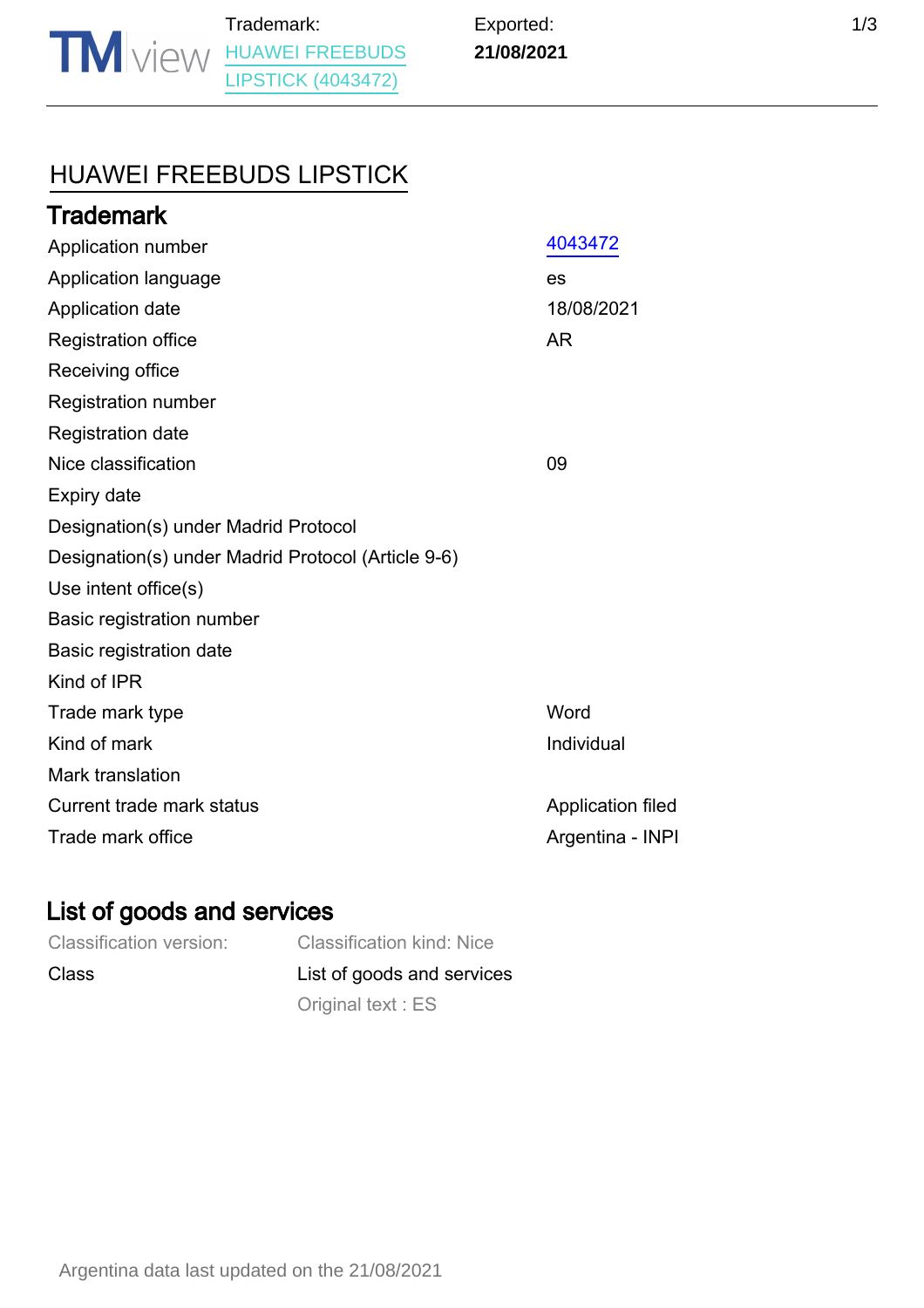# HUAWEI FREEBUDS LIPSTICK

## Trademark

| | |
|---|---|
| Application number | 4043472 |
| Application language | es |
| Application date | 18/08/2021 |
| Registration office | AR |
| Receiving office | |
| Registration number | |
| Registration date | |
| Nice classification | 09 |
| Expiry date | |
| Designation(s) under Madrid Protocol | |
| Designation(s) under Madrid Protocol (Article 9-6) | |
| Use intent office(s) | |
| Basic registration number | |
| Basic registration date | |
| Kind of IPR | |
| Trade mark type | Word |
| Kind of mark | Individual |
| Mark translation | |
| Current trade mark status | Application filed |
| Trade mark office | Argentina - INPI |

## List of goods and services

| Classification version: | Classification kind: Nice |
|---|---|
| Class | List of goods and services<br>Original text : ES |

Argentina data last updated on the 21/08/2021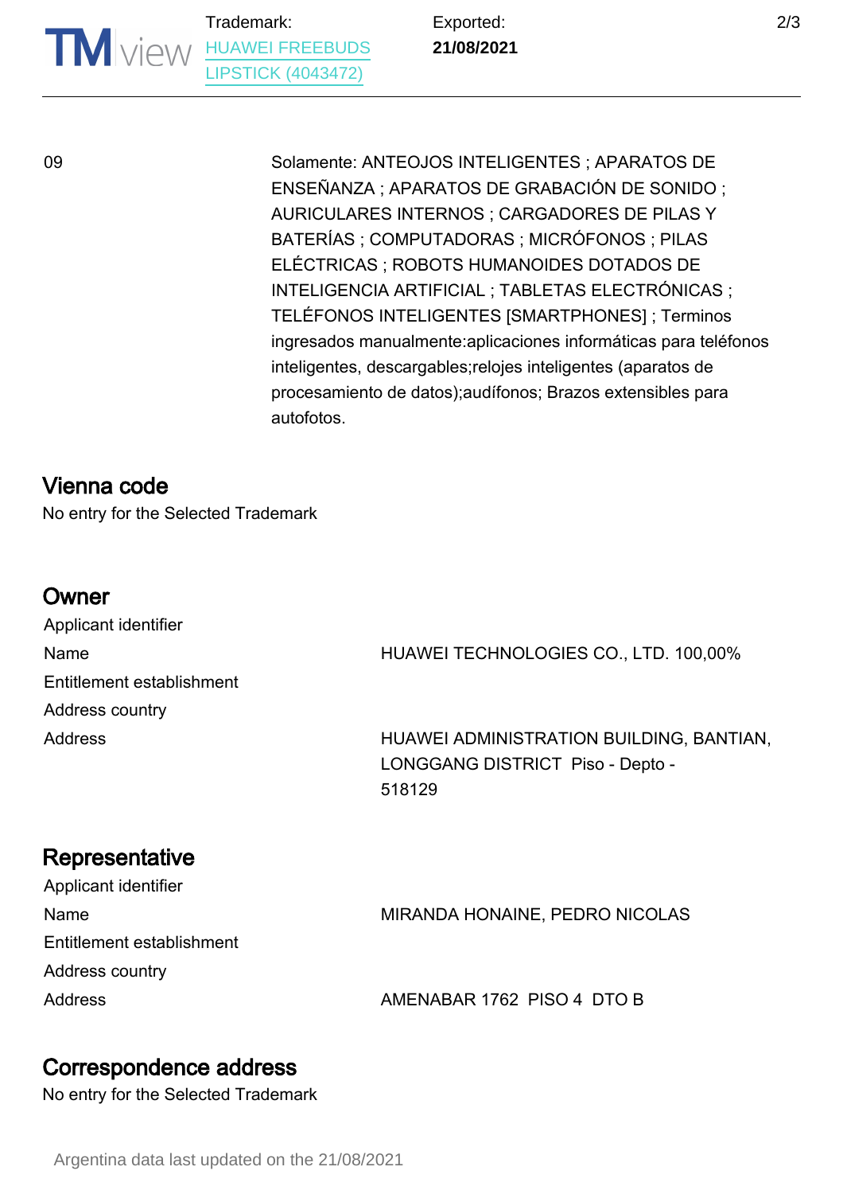| | |
|---|---|
| 09 | Solamente: ANTEOJOS INTELIGENTES ; APARATOS DE ENSEÑANZA ; APARATOS DE GRABACIÓN DE SONIDO ; AURICULARES INTERNOS ; CARGADORES DE PILAS Y BATERÍAS ; COMPUTADORAS ; MICRÓFONOS ; PILAS ELÉCTRICAS ; ROBOTS HUMANOIDES DOTADOS DE INTELIGENCIA ARTIFICIAL ; TABLETAS ELECTRÓNICAS ; TELÉFONOS INTELIGENTES [SMARTPHONES] ; Terminos ingresados manualmente:aplicaciones informáticas para teléfonos inteligentes, descargables;relojes inteligentes (aparatos de procesamiento de datos);audífonos; Brazos extensibles para autofotos. |

## Vienna code

No entry for the Selected Trademark

## Owner

| | |
|---|---|
| Applicant identifier | |
| Name | HUAWEI TECHNOLOGIES CO., LTD. 100,00% |
| Entitlement establishment | |
| Address country | |
| Address | HUAWEI ADMINISTRATION BUILDING, BANTIAN, LONGGANG DISTRICT Piso - Depto - 518129 |

## Representative

| | |
|---|---|
| Applicant identifier | |
| Name | MIRANDA HONAINE, PEDRO NICOLAS |
| Entitlement establishment | |
| Address country | |
| Address | AMENABAR 1762 PISO 4 DTO B |

## Correspondence address

No entry for the Selected Trademark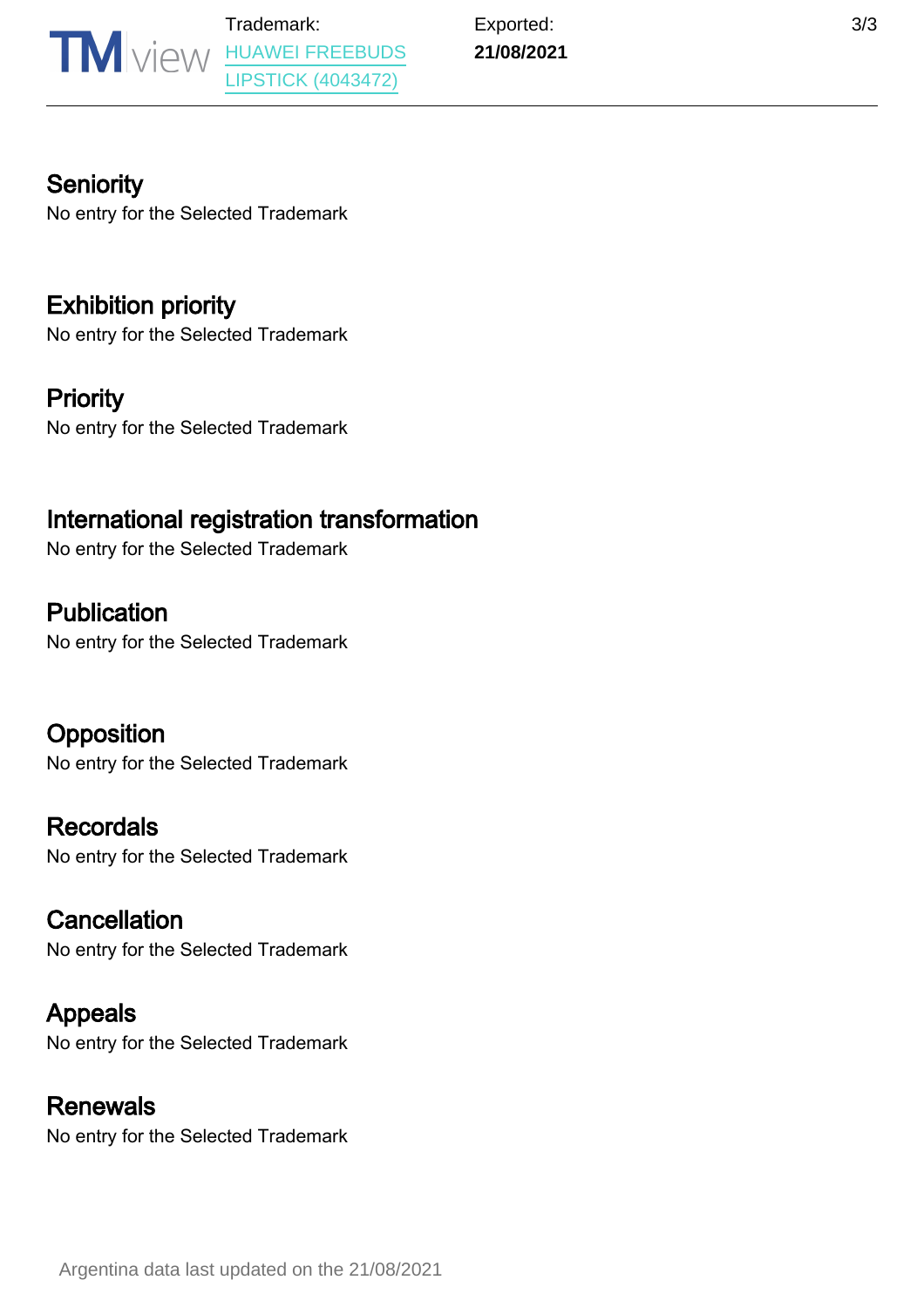## Seniority

No entry for the Selected Trademark

## Exhibition priority

No entry for the Selected Trademark

## Priority

No entry for the Selected Trademark

## International registration transformation

No entry for the Selected Trademark

## Publication

No entry for the Selected Trademark

## Opposition

No entry for the Selected Trademark

## Recordals

No entry for the Selected Trademark

## Cancellation

No entry for the Selected Trademark

## Appeals

No entry for the Selected Trademark

## Renewals

No entry for the Selected Trademark

Argentina data last updated on the 21/08/2021